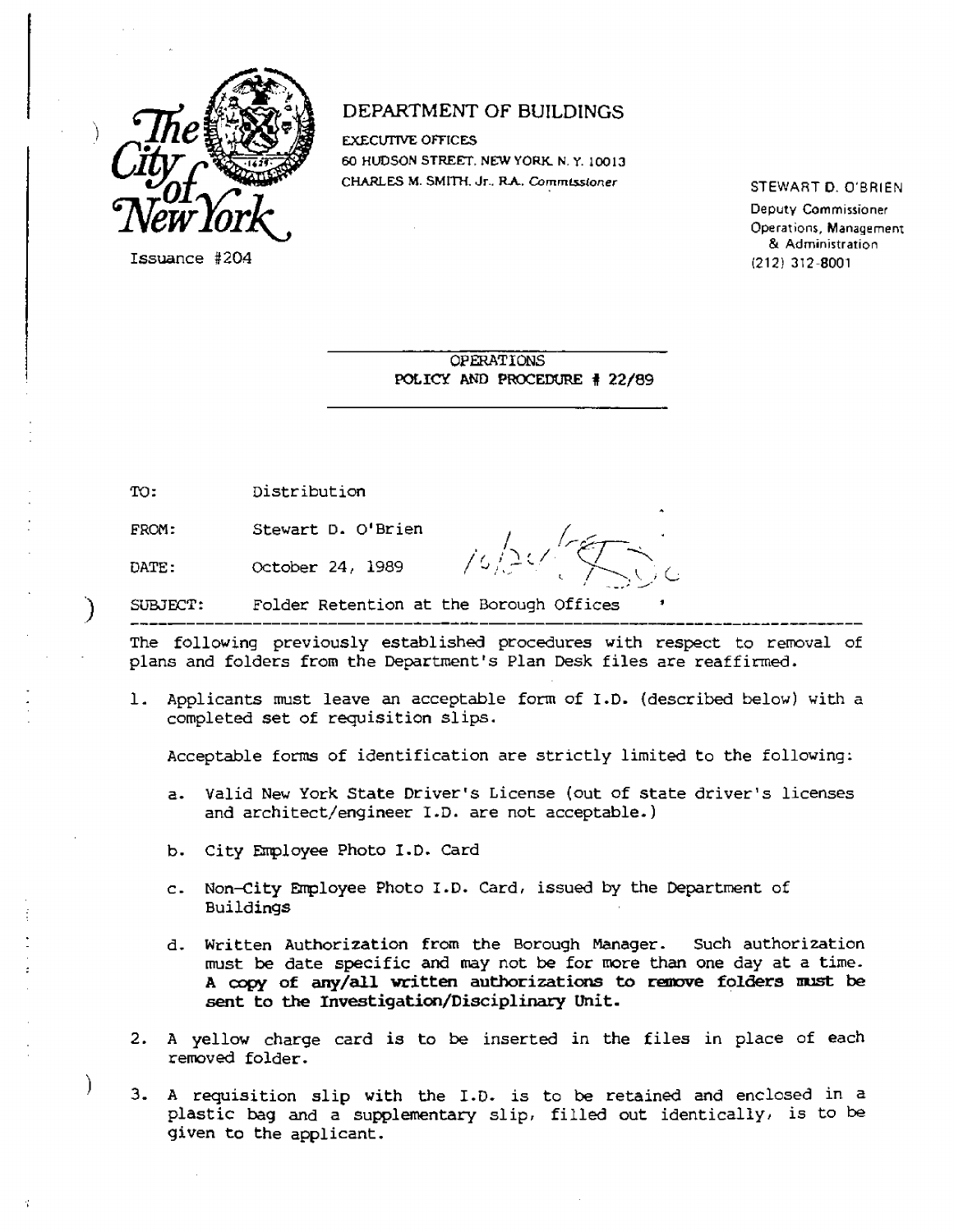The City of New York

Issuance #204

# DEPARTMENT OF BUILDINGS

EXECUTIVE OFFICES
60 HUDSON STREET, NEW YORK, N. Y. 10013
CHARLES M. SMITH, Jr., R.A., *Commissioner*

STEWART D. O'BRIEN
Deputy Commissioner
Operations, Management & Administration
(212) 312-8001

## OPERATIONS POLICY AND PROCEDURE # 22/89

TO: Distribution

FROM: Stewart D. O'Brien

DATE: October 24, 1989

SUBJECT: Folder Retention at the Borough Offices

---

The following previously established procedures with respect to removal of plans and folders from the Department's Plan Desk files are reaffirmed.

1. Applicants must leave an acceptable form of I.D. (described below) with a completed set of requisition slips.

   Acceptable forms of identification are strictly limited to the following:

   a. Valid New York State Driver's License (out of state driver's licenses and architect/engineer I.D. are not acceptable.)

   b. City Employee Photo I.D. Card

   c. Non-City Employee Photo I.D. Card, issued by the Department of Buildings

   d. Written Authorization from the Borough Manager. Such authorization must be date specific and may not be for more than one day at a time. **A copy of any/all written authorizations to remove folders must be sent to the Investigation/Disciplinary Unit.**

2. A yellow charge card is to be inserted in the files in place of each removed folder.

3. A requisition slip with the I.D. is to be retained and enclosed in a plastic bag and a supplementary slip, filled out identically, is to be given to the applicant.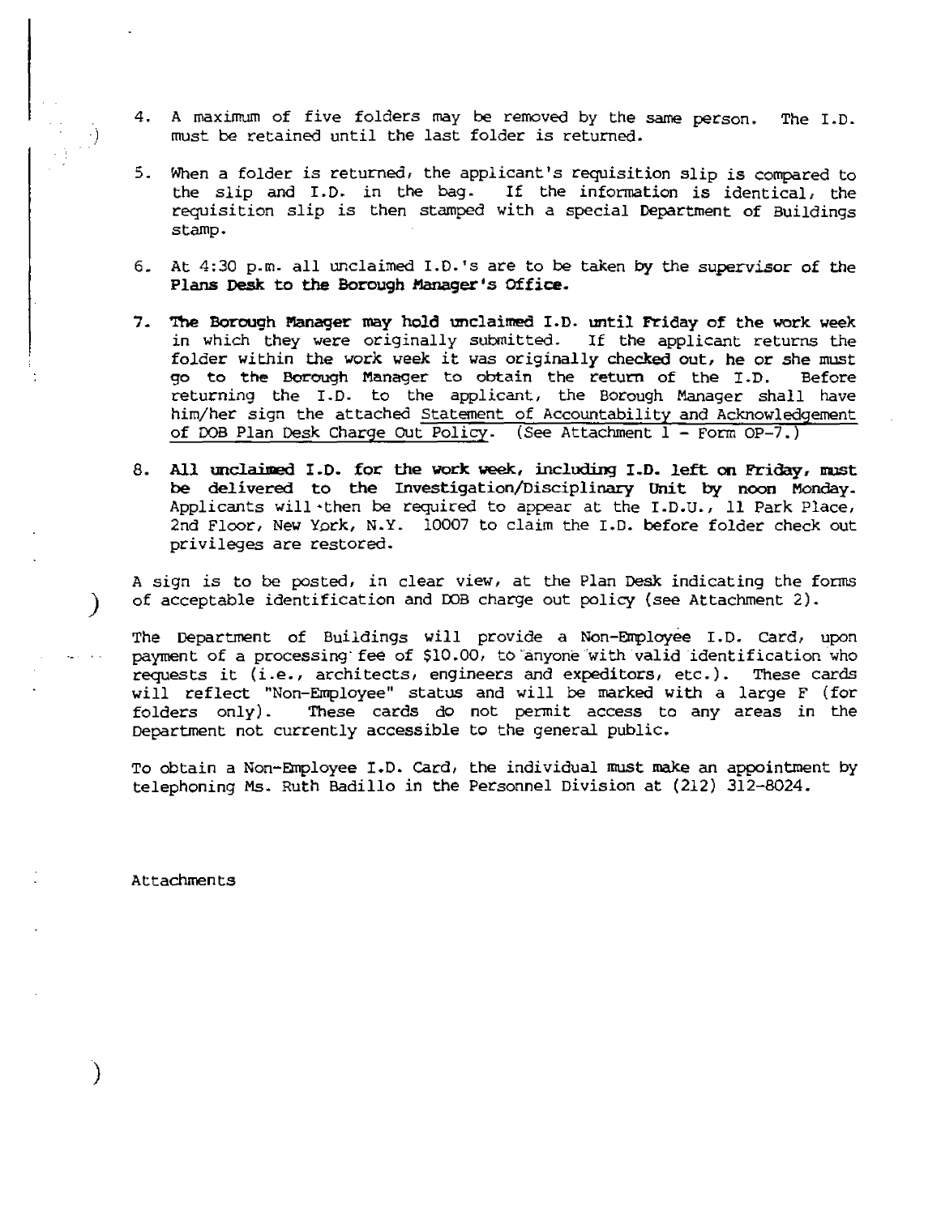4. A maximum of five folders may be removed by the same person. The I.D. must be retained until the last folder is returned.

5. When a folder is returned, the applicant's requisition slip is compared to the slip and I.D. in the bag. If the information is identical, the requisition slip is then stamped with a special Department of Buildings stamp.

6. At 4:30 p.m. all unclaimed I.D.'s are to be taken by the supervisor of the **Plans Desk to the Borough Manager's Office.**

7. **The Borough Manager may hold unclaimed I.D. until Friday of the work week** in which they were originally submitted. If the applicant returns the folder within the work week it was originally checked out, he or she must go to the Borough Manager to obtain the return of the I.D. Before returning the I.D. to the applicant, the Borough Manager shall have him/her sign the attached Statement of Accountability and Acknowledgement of DOB Plan Desk Charge Out Policy. (See Attachment 1 - Form OP-7.)

8. **All unclaimed I.D. for the work week, including I.D. left on Friday, must be delivered to the Investigation/Disciplinary Unit by noon Monday.** Applicants will then be required to appear at the I.D.U., 11 Park Place, 2nd Floor, New York, N.Y. 10007 to claim the I.D. before folder check out privileges are restored.

A sign is to be posted, in clear view, at the Plan Desk indicating the forms of acceptable identification and DOB charge out policy (see Attachment 2).

The Department of Buildings will provide a Non-Employee I.D. Card, upon payment of a processing fee of $10.00, to anyone with valid identification who requests it (i.e., architects, engineers and expeditors, etc.). These cards will reflect "Non-Employee" status and will be marked with a large F (for folders only). These cards do not permit access to any areas in the Department not currently accessible to the general public.

To obtain a Non-Employee I.D. Card, the individual must make an appointment by telephoning Ms. Ruth Badillo in the Personnel Division at (212) 312-8024.

Attachments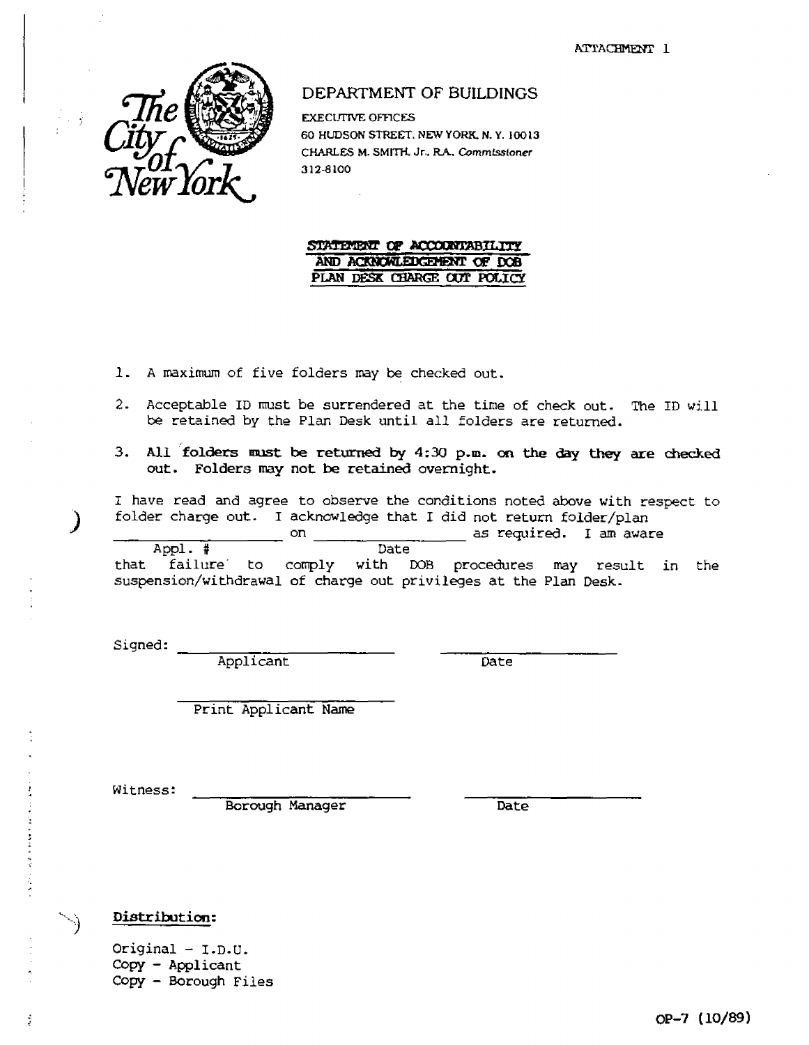ATTACHMENT 1

The City of New York

# DEPARTMENT OF BUILDINGS

EXECUTIVE OFFICES
60 HUDSON STREET, NEW YORK, N. Y. 10013
CHARLES M. SMITH, Jr., R.A., *Commissioner*
312-8100

## STATEMENT OF ACCOUNTABILITY AND ACKNOWLEDGEMENT OF DOB PLAN DESK CHARGE OUT POLICY

1. A maximum of five folders may be checked out.
2. Acceptable ID must be surrendered at the time of check out. The ID will be retained by the Plan Desk until all folders are returned.
3. **All folders must be returned by 4:30 p.m. on the day they are checked out. Folders may not be retained overnight.**

I have read and agree to observe the conditions noted above with respect to folder charge out. I acknowledge that I did not return folder/plan ________________ on ________________ as required. I am aware that failure to comply with DOB procedures may result in the suspension/withdrawal of charge out privileges at the Plan Desk.

(Appl. #) (Date)

Signed: ______________________ ______________________
Applicant Date

______________________
Print Applicant Name

Witness: ______________________ ______________________
Borough Manager Date

**Distribution:**

Original - I.D.U.
Copy - Applicant
Copy - Borough Files

OP-7 (10/89)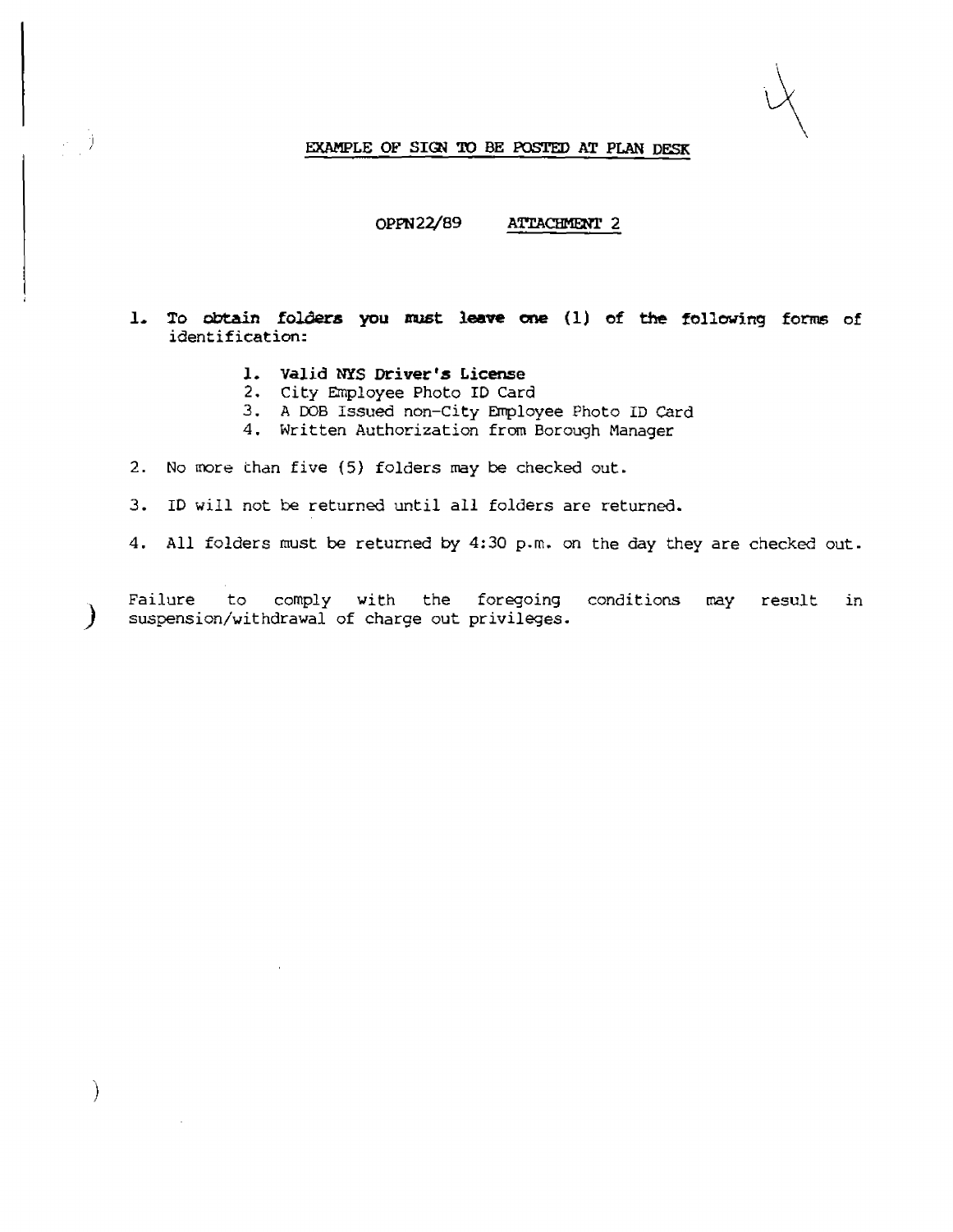EXAMPLE OF SIGN TO BE POSTED AT PLAN DESK

OPPN22/89 ATTACHMENT 2

1. **To obtain folders you must leave one (1) of the following forms of** identification:

    1. **Valid NYS Driver's License**
    2. City Employee Photo ID Card
    3. A DOB Issued non-City Employee Photo ID Card
    4. Written Authorization from Borough Manager

2. No more than five (5) folders may be checked out.

3. ID will not be returned until all folders are returned.

4. All folders must be returned by 4:30 p.m. on the day they are checked out.

Failure to comply with the foregoing conditions may result in suspension/withdrawal of charge out privileges.